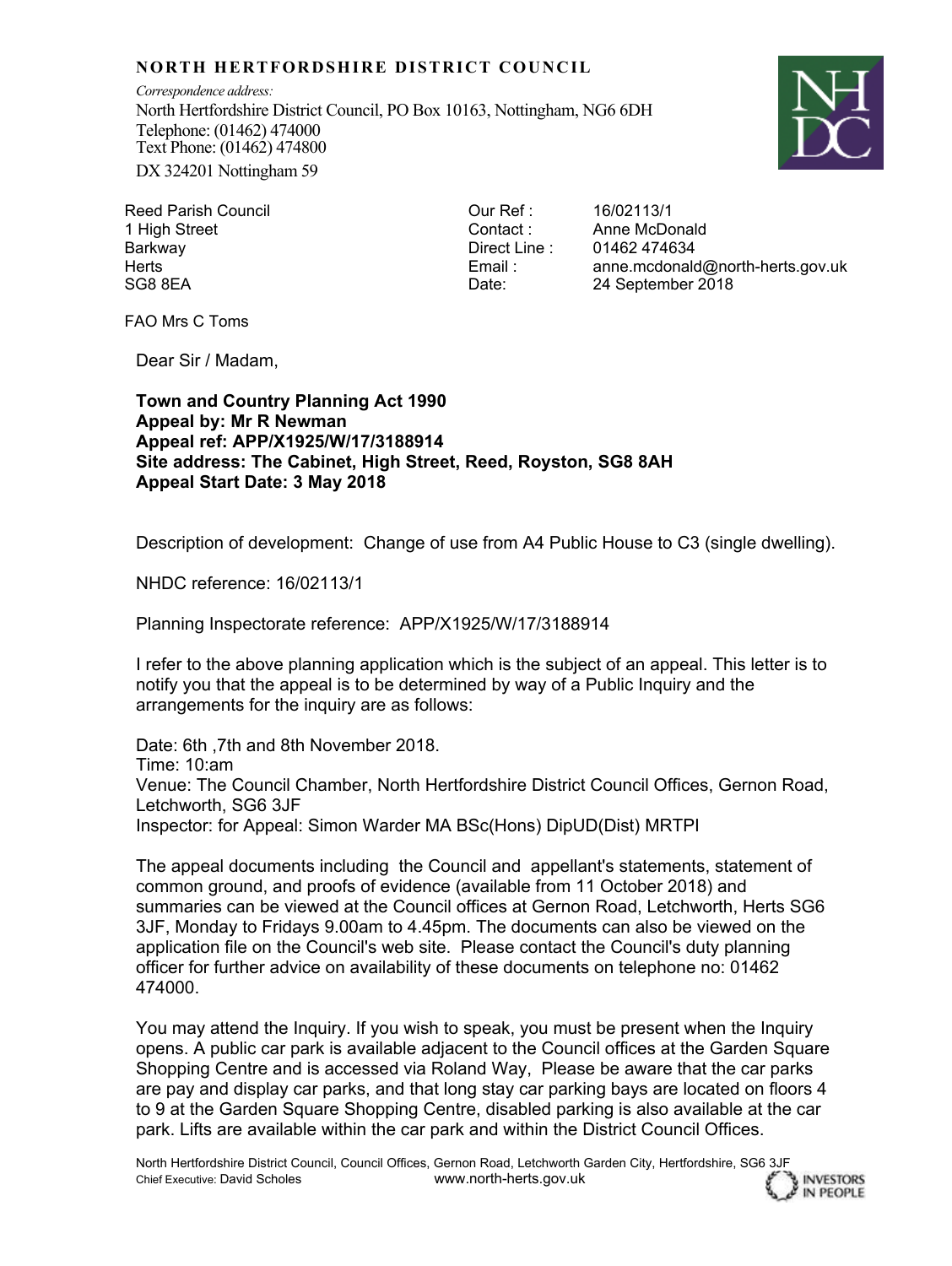**NORTH HERTFORDSHIRE DISTRICT COUNCIL**

*Correspondence address:*
North Hertfordshire District Council, PO Box 10163, Nottingham, NG6 6DH
Telephone: (01462) 474000
Text Phone: (01462) 474800
DX 324201 Nottingham 59

Reed Parish Council
1 High Street
Barkway
Herts
SG8 8EA

| | |
|---|---|
| Our Ref : | 16/02113/1 |
| Contact : | Anne McDonald |
| Direct Line : | 01462 474634 |
| Email : | anne.mcdonald@north-herts.gov.uk |
| Date: | 24 September 2018 |

FAO Mrs C Toms

Dear Sir / Madam,

**Town and Country Planning Act 1990**
**Appeal by: Mr R Newman**
**Appeal ref: APP/X1925/W/17/3188914**
**Site address: The Cabinet, High Street, Reed, Royston, SG8 8AH**
**Appeal Start Date: 3 May 2018**

Description of development: Change of use from A4 Public House to C3 (single dwelling).

NHDC reference: 16/02113/1

Planning Inspectorate reference: APP/X1925/W/17/3188914

I refer to the above planning application which is the subject of an appeal. This letter is to notify you that the appeal is to be determined by way of a Public Inquiry and the arrangements for the inquiry are as follows:

Date: 6th ,7th and 8th November 2018.
Time: 10:am
Venue: The Council Chamber, North Hertfordshire District Council Offices, Gernon Road, Letchworth, SG6 3JF
Inspector: for Appeal: Simon Warder MA BSc(Hons) DipUD(Dist) MRTPI

The appeal documents including the Council and appellant's statements, statement of common ground, and proofs of evidence (available from 11 October 2018) and summaries can be viewed at the Council offices at Gernon Road, Letchworth, Herts SG6 3JF, Monday to Fridays 9.00am to 4.45pm. The documents can also be viewed on the application file on the Council's web site. Please contact the Council's duty planning officer for further advice on availability of these documents on telephone no: 01462 474000.

You may attend the Inquiry. If you wish to speak, you must be present when the Inquiry opens. A public car park is available adjacent to the Council offices at the Garden Square Shopping Centre and is accessed via Roland Way, Please be aware that the car parks are pay and display car parks, and that long stay car parking bays are located on floors 4 to 9 at the Garden Square Shopping Centre, disabled parking is also available at the car park. Lifts are available within the car park and within the District Council Offices.

North Hertfordshire District Council, Council Offices, Gernon Road, Letchworth Garden City, Hertfordshire, SG6 3JF
Chief Executive: David Scholes www.north-herts.gov.uk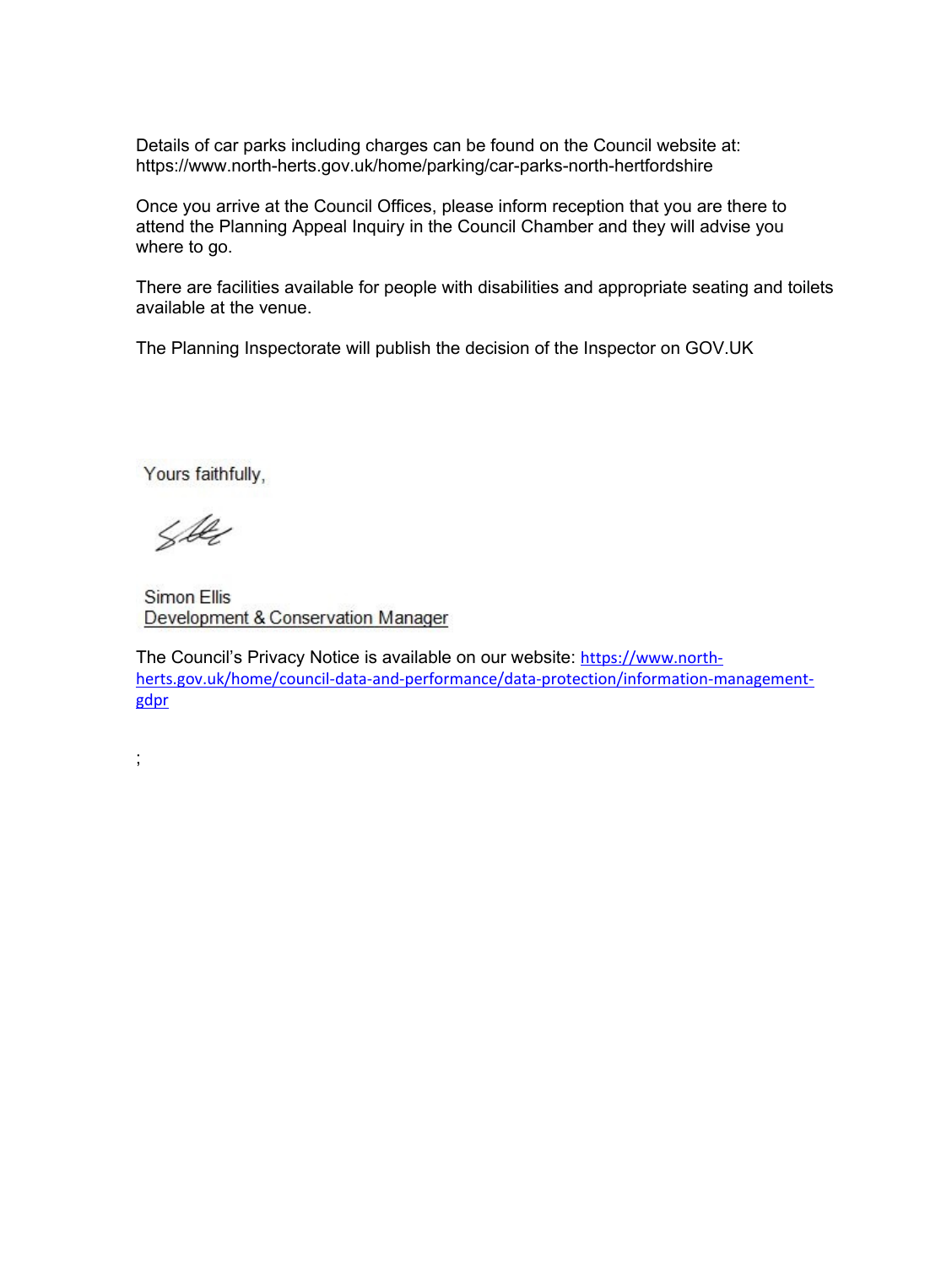Details of car parks including charges can be found on the Council website at:
https://www.north-herts.gov.uk/home/parking/car-parks-north-hertfordshire

Once you arrive at the Council Offices, please inform reception that you are there to attend the Planning Appeal Inquiry in the Council Chamber and they will advise you where to go.

There are facilities available for people with disabilities and appropriate seating and toilets available at the venue.

The Planning Inspectorate will publish the decision of the Inspector on GOV.UK

Yours faithfully,

Simon Ellis
Development & Conservation Manager

The Council's Privacy Notice is available on our website: https://www.north-herts.gov.uk/home/council-data-and-performance/data-protection/information-management-gdpr

;